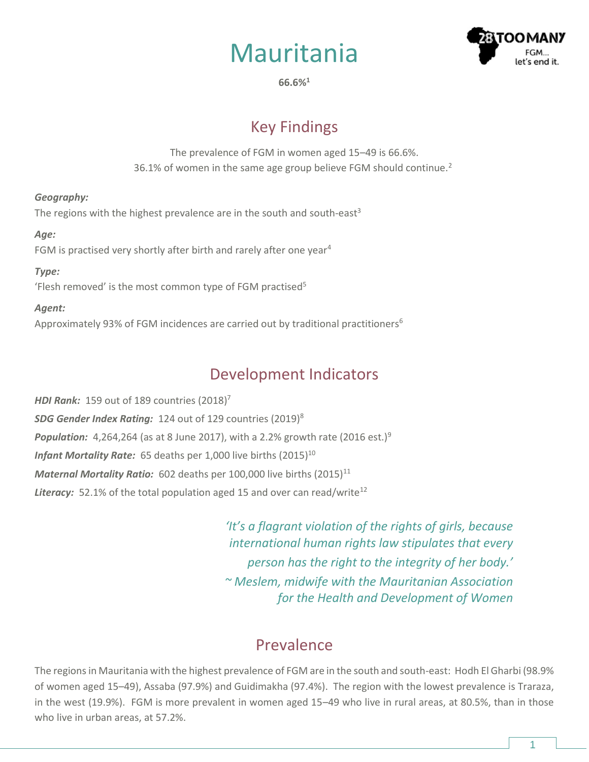# Mauritania

**66.6%**[1]

## Key Findings

The prevalence of FGM in women aged 15–49 is 66.6%.
36.1% of women in the same age group believe FGM should continue.[2]

***Geography:***
The regions with the highest prevalence are in the south and south-east[3]

***Age:***
FGM is practised very shortly after birth and rarely after one year[4]

***Type:***
'Flesh removed' is the most common type of FGM practised[5]

***Agent:***
Approximately 93% of FGM incidences are carried out by traditional practitioners[6]

## Development Indicators

***HDI Rank:*** 159 out of 189 countries (2018)[7]
***SDG Gender Index Rating:*** 124 out of 129 countries (2019)[8]
***Population:*** 4,264,264 (as at 8 June 2017), with a 2.2% growth rate (2016 est.)[9]
***Infant Mortality Rate:*** 65 deaths per 1,000 live births (2015)[10]
***Maternal Mortality Ratio:*** 602 deaths per 100,000 live births (2015)[11]
***Literacy:*** 52.1% of the total population aged 15 and over can read/write[12]

*'It's a flagrant violation of the rights of girls, because international human rights law stipulates that every person has the right to the integrity of her body.'*
*~ Meslem, midwife with the Mauritanian Association for the Health and Development of Women*

## Prevalence

The regions in Mauritania with the highest prevalence of FGM are in the south and south-east: Hodh El Gharbi (98.9% of women aged 15–49), Assaba (97.9%) and Guidimakha (97.4%). The region with the lowest prevalence is Traraza, in the west (19.9%). FGM is more prevalent in women aged 15–49 who live in rural areas, at 80.5%, than in those who live in urban areas, at 57.2%.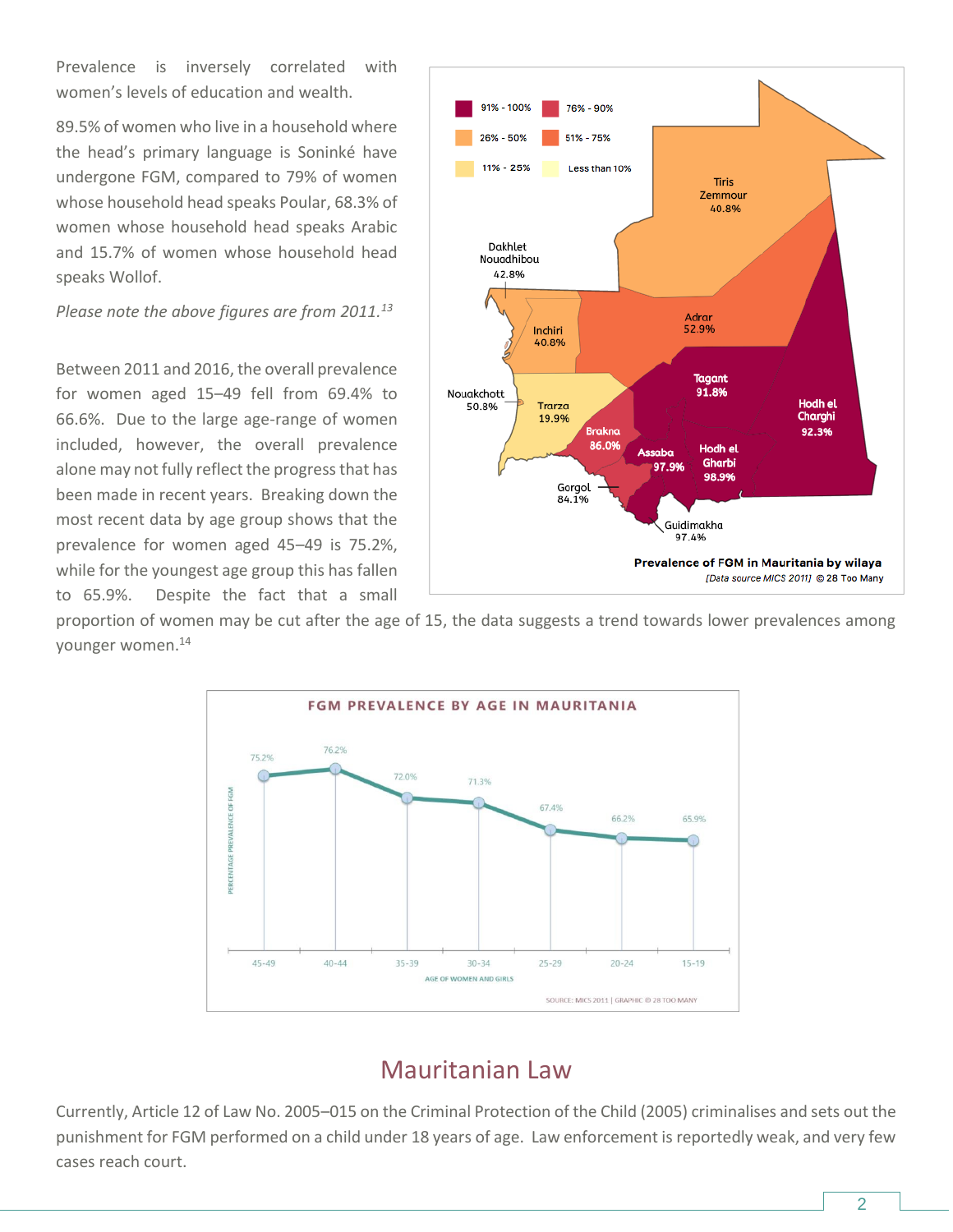Prevalence is inversely correlated with women's levels of education and wealth.

89.5% of women who live in a household where the head's primary language is Soninké have undergone FGM, compared to 79% of women whose household head speaks Poular, 68.3% of women whose household head speaks Arabic and 15.7% of women whose household head speaks Wollof.

*Please note the above figures are from 2011.*[13]

Between 2011 and 2016, the overall prevalence for women aged 15–49 fell from 69.4% to 66.6%. Due to the large age-range of women included, however, the overall prevalence alone may not fully reflect the progress that has been made in recent years. Breaking down the most recent data by age group shows that the prevalence for women aged 45–49 is 75.2%, while for the youngest age group this has fallen to 65.9%. Despite the fact that a small proportion of women may be cut after the age of 15, the data suggests a trend towards lower prevalences among younger women.[14]

Prevalence of FGM in Mauritania by wilaya

[Data source MICS 2011] © 28 Too Many

FGM PREVALENCE BY AGE IN MAURITANIA

SOURCE: MICS 2011 | GRAPHIC © 28 TOO MANY

# Mauritanian Law

Currently, Article 12 of Law No. 2005–015 on the Criminal Protection of the Child (2005) criminalises and sets out the punishment for FGM performed on a child under 18 years of age. Law enforcement is reportedly weak, and very few cases reach court.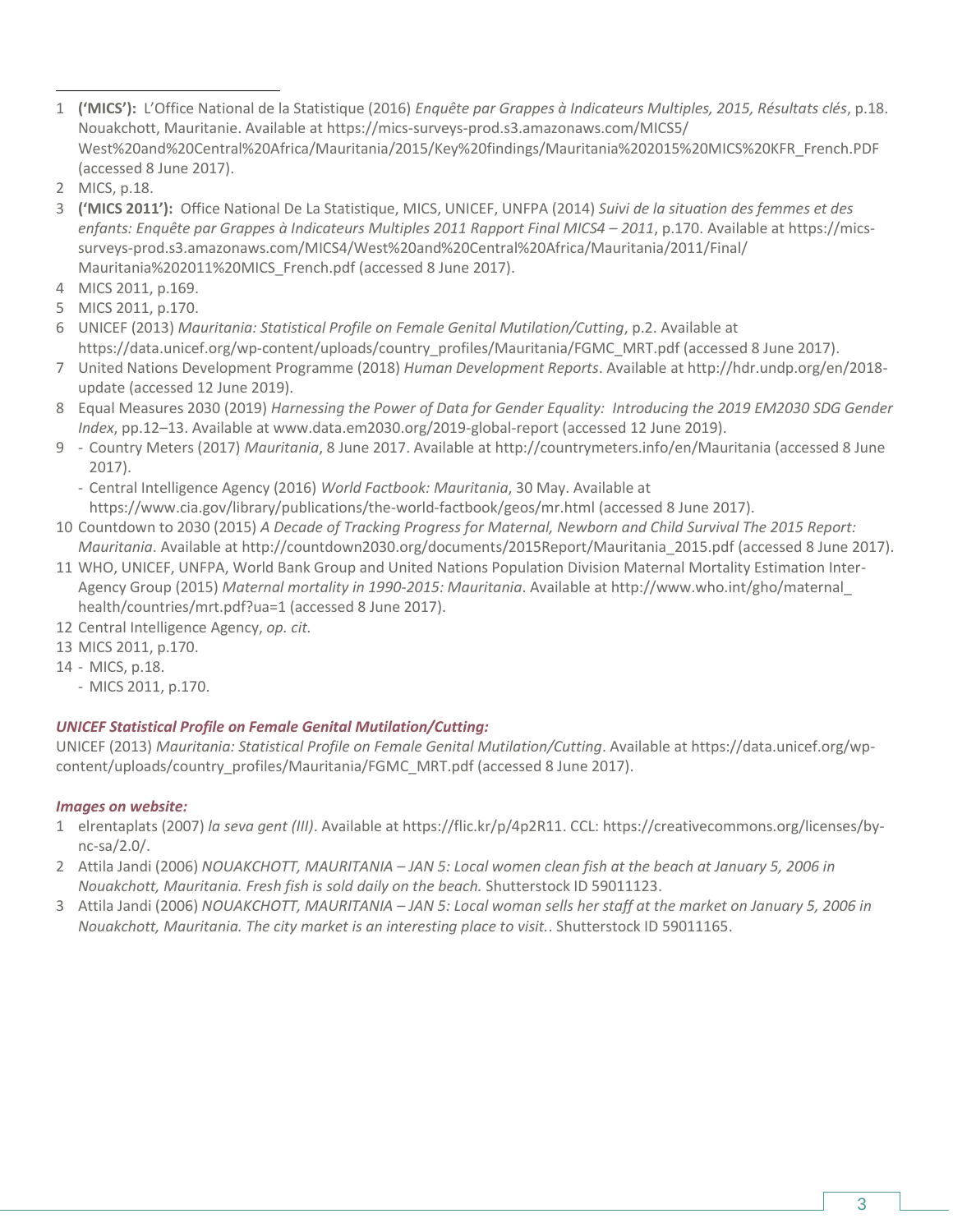1. **('MICS'):** L'Office National de la Statistique (2016) *Enquête par Grappes à Indicateurs Multiples, 2015, Résultats clés*, p.18. Nouakchott, Mauritanie. Available at https://mics-surveys-prod.s3.amazonaws.com/MICS5/West%20and%20Central%20Africa/Mauritania/2015/Key%20findings/Mauritania%202015%20MICS%20KFR_French.PDF (accessed 8 June 2017).
2. MICS, p.18.
3. **('MICS 2011'):** Office National De La Statistique, MICS, UNICEF, UNFPA (2014) *Suivi de la situation des femmes et des enfants: Enquête par Grappes à Indicateurs Multiples 2011 Rapport Final MICS4 – 2011*, p.170. Available at https://mics-surveys-prod.s3.amazonaws.com/MICS4/West%20and%20Central%20Africa/Mauritania/2011/Final/Mauritania%202011%20MICS_French.pdf (accessed 8 June 2017).
4. MICS 2011, p.169.
5. MICS 2011, p.170.
6. UNICEF (2013) *Mauritania: Statistical Profile on Female Genital Mutilation/Cutting*, p.2. Available at https://data.unicef.org/wp-content/uploads/country_profiles/Mauritania/FGMC_MRT.pdf (accessed 8 June 2017).
7. United Nations Development Programme (2018) *Human Development Reports*. Available at http://hdr.undp.org/en/2018-update (accessed 12 June 2019).
8. Equal Measures 2030 (2019) *Harnessing the Power of Data for Gender Equality: Introducing the 2019 EM2030 SDG Gender Index*, pp.12–13. Available at www.data.em2030.org/2019-global-report (accessed 12 June 2019).
9. - Country Meters (2017) *Mauritania*, 8 June 2017. Available at http://countrymeters.info/en/Mauritania (accessed 8 June 2017).
   - Central Intelligence Agency (2016) *World Factbook: Mauritania*, 30 May. Available at https://www.cia.gov/library/publications/the-world-factbook/geos/mr.html (accessed 8 June 2017).
10. Countdown to 2030 (2015) *A Decade of Tracking Progress for Maternal, Newborn and Child Survival The 2015 Report: Mauritania*. Available at http://countdown2030.org/documents/2015Report/Mauritania_2015.pdf (accessed 8 June 2017).
11. WHO, UNICEF, UNFPA, World Bank Group and United Nations Population Division Maternal Mortality Estimation Inter-Agency Group (2015) *Maternal mortality in 1990-2015: Mauritania*. Available at http://www.who.int/gho/maternal_health/countries/mrt.pdf?ua=1 (accessed 8 June 2017).
12. Central Intelligence Agency, *op. cit.*
13. MICS 2011, p.170.
14. - MICS, p.18.
    - MICS 2011, p.170.

***UNICEF Statistical Profile on Female Genital Mutilation/Cutting:***

UNICEF (2013) *Mauritania: Statistical Profile on Female Genital Mutilation/Cutting*. Available at https://data.unicef.org/wp-content/uploads/country_profiles/Mauritania/FGMC_MRT.pdf (accessed 8 June 2017).

***Images on website:***

1. elrentaplats (2007) *la seva gent (III)*. Available at https://flic.kr/p/4p2R11. CCL: https://creativecommons.org/licenses/by-nc-sa/2.0/.
2. Attila Jandi (2006) *NOUAKCHOTT, MAURITANIA – JAN 5: Local women clean fish at the beach at January 5, 2006 in Nouakchott, Mauritania. Fresh fish is sold daily on the beach.* Shutterstock ID 59011123.
3. Attila Jandi (2006) *NOUAKCHOTT, MAURITANIA – JAN 5: Local woman sells her staff at the market on January 5, 2006 in Nouakchott, Mauritania. The city market is an interesting place to visit.*. Shutterstock ID 59011165.